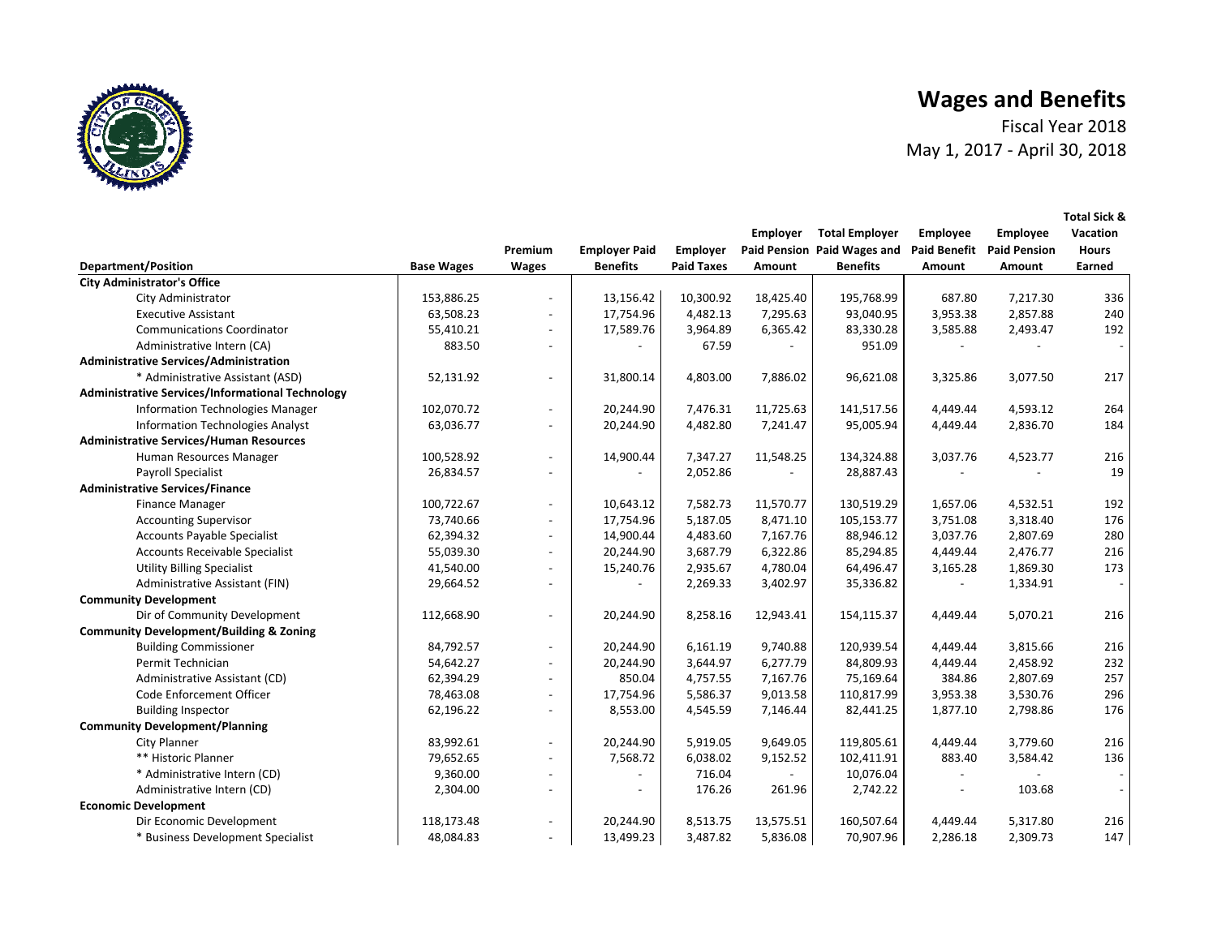# Wages and Benefits

Fiscal Year 2018

May 1, 2017 - April 30, 2018

| Department/Position | Base Wages | Premium Wages | Employer Paid Benefits | Employer Paid Taxes | Employer Paid Pension Amount | Total Employer Paid Wages and Benefits | Employee Paid Benefit Amount | Employee Paid Pension Amount | Total Sick & Vacation Hours Earned |
|---|---|---|---|---|---|---|---|---|---|
| **City Administrator's Office** | | | | | | | | | |
| City Administrator | 153,886.25 | - | 13,156.42 | 10,300.92 | 18,425.40 | 195,768.99 | 687.80 | 7,217.30 | 336 |
| Executive Assistant | 63,508.23 | - | 17,754.96 | 4,482.13 | 7,295.63 | 93,040.95 | 3,953.38 | 2,857.88 | 240 |
| Communications Coordinator | 55,410.21 | - | 17,589.76 | 3,964.89 | 6,365.42 | 83,330.28 | 3,585.88 | 2,493.47 | 192 |
| Administrative Intern (CA) | 883.50 | - | - | 67.59 | - | 951.09 | - | - | - |
| **Administrative Services/Administration** | | | | | | | | | |
| * Administrative Assistant (ASD) | 52,131.92 | - | 31,800.14 | 4,803.00 | 7,886.02 | 96,621.08 | 3,325.86 | 3,077.50 | 217 |
| **Administrative Services/Informational Technology** | | | | | | | | | |
| Information Technologies Manager | 102,070.72 | - | 20,244.90 | 7,476.31 | 11,725.63 | 141,517.56 | 4,449.44 | 4,593.12 | 264 |
| Information Technologies Analyst | 63,036.77 | - | 20,244.90 | 4,482.80 | 7,241.47 | 95,005.94 | 4,449.44 | 2,836.70 | 184 |
| **Administrative Services/Human Resources** | | | | | | | | | |
| Human Resources Manager | 100,528.92 | - | 14,900.44 | 7,347.27 | 11,548.25 | 134,324.88 | 3,037.76 | 4,523.77 | 216 |
| Payroll Specialist | 26,834.57 | - | - | 2,052.86 | - | 28,887.43 | - | - | 19 |
| **Administrative Services/Finance** | | | | | | | | | |
| Finance Manager | 100,722.67 | - | 10,643.12 | 7,582.73 | 11,570.77 | 130,519.29 | 1,657.06 | 4,532.51 | 192 |
| Accounting Supervisor | 73,740.66 | - | 17,754.96 | 5,187.05 | 8,471.10 | 105,153.77 | 3,751.08 | 3,318.40 | 176 |
| Accounts Payable Specialist | 62,394.32 | - | 14,900.44 | 4,483.60 | 7,167.76 | 88,946.12 | 3,037.76 | 2,807.69 | 280 |
| Accounts Receivable Specialist | 55,039.30 | - | 20,244.90 | 3,687.79 | 6,322.86 | 85,294.85 | 4,449.44 | 2,476.77 | 216 |
| Utility Billing Specialist | 41,540.00 | - | 15,240.76 | 2,935.67 | 4,780.04 | 64,496.47 | 3,165.28 | 1,869.30 | 173 |
| Administrative Assistant (FIN) | 29,664.52 | - | - | 2,269.33 | 3,402.97 | 35,336.82 | - | 1,334.91 | - |
| **Community Development** | | | | | | | | | |
| Dir of Community Development | 112,668.90 | - | 20,244.90 | 8,258.16 | 12,943.41 | 154,115.37 | 4,449.44 | 5,070.21 | 216 |
| **Community Development/Building & Zoning** | | | | | | | | | |
| Building Commissioner | 84,792.57 | - | 20,244.90 | 6,161.19 | 9,740.88 | 120,939.54 | 4,449.44 | 3,815.66 | 216 |
| Permit Technician | 54,642.27 | - | 20,244.90 | 3,644.97 | 6,277.79 | 84,809.93 | 4,449.44 | 2,458.92 | 232 |
| Administrative Assistant (CD) | 62,394.29 | - | 850.04 | 4,757.55 | 7,167.76 | 75,169.64 | 384.86 | 2,807.69 | 257 |
| Code Enforcement Officer | 78,463.08 | - | 17,754.96 | 5,586.37 | 9,013.58 | 110,817.99 | 3,953.38 | 3,530.76 | 296 |
| Building Inspector | 62,196.22 | - | 8,553.00 | 4,545.59 | 7,146.44 | 82,441.25 | 1,877.10 | 2,798.86 | 176 |
| **Community Development/Planning** | | | | | | | | | |
| City Planner | 83,992.61 | - | 20,244.90 | 5,919.05 | 9,649.05 | 119,805.61 | 4,449.44 | 3,779.60 | 216 |
| ** Historic Planner | 79,652.65 | - | 7,568.72 | 6,038.02 | 9,152.52 | 102,411.91 | 883.40 | 3,584.42 | 136 |
| * Administrative Intern (CD) | 9,360.00 | - | - | 716.04 | - | 10,076.04 | - | - | - |
| Administrative Intern (CD) | 2,304.00 | - | - | 176.26 | 261.96 | 2,742.22 | - | 103.68 | - |
| **Economic Development** | | | | | | | | | |
| Dir Economic Development | 118,173.48 | - | 20,244.90 | 8,513.75 | 13,575.51 | 160,507.64 | 4,449.44 | 5,317.80 | 216 |
| * Business Development Specialist | 48,084.83 | - | 13,499.23 | 3,487.82 | 5,836.08 | 70,907.96 | 2,286.18 | 2,309.73 | 147 |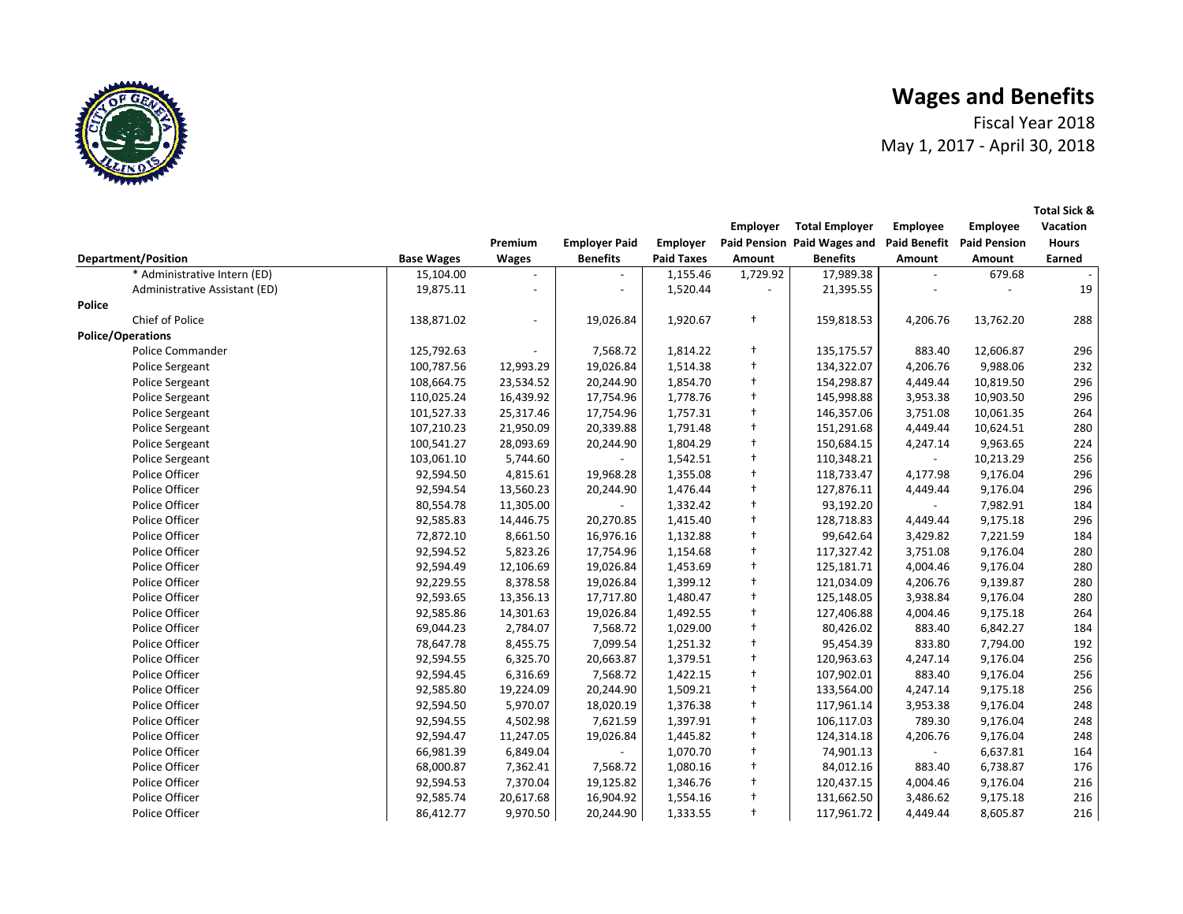# Wages and Benefits

Fiscal Year 2018

May 1, 2017 - April 30, 2018

| Department/Position | Base Wages | Premium Wages | Employer Paid Benefits | Employer Paid Taxes | Employer Paid Pension Amount | Total Employer Paid Wages and Benefits | Employee Paid Benefit Amount | Employee Paid Pension Amount | Total Sick & Vacation Hours Earned |
|---|---|---|---|---|---|---|---|---|---|
| * Administrative Intern (ED) | 15,104.00 | - | - | 1,155.46 | 1,729.92 | 17,989.38 | - | 679.68 | - |
| Administrative Assistant (ED) | 19,875.11 | - | - | 1,520.44 | - | 21,395.55 | - | - | 19 |
| **Police** | | | | | | | | | |
| Chief of Police | 138,871.02 | - | 19,026.84 | 1,920.67 | † | 159,818.53 | 4,206.76 | 13,762.20 | 288 |
| **Police/Operations** | | | | | | | | | |
| Police Commander | 125,792.63 | - | 7,568.72 | 1,814.22 | † | 135,175.57 | 883.40 | 12,606.87 | 296 |
| Police Sergeant | 100,787.56 | 12,993.29 | 19,026.84 | 1,514.38 | † | 134,322.07 | 4,206.76 | 9,988.06 | 232 |
| Police Sergeant | 108,664.75 | 23,534.52 | 20,244.90 | 1,854.70 | † | 154,298.87 | 4,449.44 | 10,819.50 | 296 |
| Police Sergeant | 110,025.24 | 16,439.92 | 17,754.96 | 1,778.76 | † | 145,998.88 | 3,953.38 | 10,903.50 | 296 |
| Police Sergeant | 101,527.33 | 25,317.46 | 17,754.96 | 1,757.31 | † | 146,357.06 | 3,751.08 | 10,061.35 | 264 |
| Police Sergeant | 107,210.23 | 21,950.09 | 20,339.88 | 1,791.48 | † | 151,291.68 | 4,449.44 | 10,624.51 | 280 |
| Police Sergeant | 100,541.27 | 28,093.69 | 20,244.90 | 1,804.29 | † | 150,684.15 | 4,247.14 | 9,963.65 | 224 |
| Police Sergeant | 103,061.10 | 5,744.60 | - | 1,542.51 | † | 110,348.21 | - | 10,213.29 | 256 |
| Police Officer | 92,594.50 | 4,815.61 | 19,968.28 | 1,355.08 | † | 118,733.47 | 4,177.98 | 9,176.04 | 296 |
| Police Officer | 92,594.54 | 13,560.23 | 20,244.90 | 1,476.44 | † | 127,876.11 | 4,449.44 | 9,176.04 | 296 |
| Police Officer | 80,554.78 | 11,305.00 | - | 1,332.42 | † | 93,192.20 | - | 7,982.91 | 184 |
| Police Officer | 92,585.83 | 14,446.75 | 20,270.85 | 1,415.40 | † | 128,718.83 | 4,449.44 | 9,175.18 | 296 |
| Police Officer | 72,872.10 | 8,661.50 | 16,976.16 | 1,132.88 | † | 99,642.64 | 3,429.82 | 7,221.59 | 184 |
| Police Officer | 92,594.52 | 5,823.26 | 17,754.96 | 1,154.68 | † | 117,327.42 | 3,751.08 | 9,176.04 | 280 |
| Police Officer | 92,594.49 | 12,106.69 | 19,026.84 | 1,453.69 | † | 125,181.71 | 4,004.46 | 9,176.04 | 280 |
| Police Officer | 92,229.55 | 8,378.58 | 19,026.84 | 1,399.12 | † | 121,034.09 | 4,206.76 | 9,139.87 | 280 |
| Police Officer | 92,593.65 | 13,356.13 | 17,717.80 | 1,480.47 | † | 125,148.05 | 3,938.84 | 9,176.04 | 280 |
| Police Officer | 92,585.86 | 14,301.63 | 19,026.84 | 1,492.55 | † | 127,406.88 | 4,004.46 | 9,175.18 | 264 |
| Police Officer | 69,044.23 | 2,784.07 | 7,568.72 | 1,029.00 | † | 80,426.02 | 883.40 | 6,842.27 | 184 |
| Police Officer | 78,647.78 | 8,455.75 | 7,099.54 | 1,251.32 | † | 95,454.39 | 833.80 | 7,794.00 | 192 |
| Police Officer | 92,594.55 | 6,325.70 | 20,663.87 | 1,379.51 | † | 120,963.63 | 4,247.14 | 9,176.04 | 256 |
| Police Officer | 92,594.45 | 6,316.69 | 7,568.72 | 1,422.15 | † | 107,902.01 | 883.40 | 9,176.04 | 256 |
| Police Officer | 92,585.80 | 19,224.09 | 20,244.90 | 1,509.21 | † | 133,564.00 | 4,247.14 | 9,175.18 | 256 |
| Police Officer | 92,594.50 | 5,970.07 | 18,020.19 | 1,376.38 | † | 117,961.14 | 3,953.38 | 9,176.04 | 248 |
| Police Officer | 92,594.55 | 4,502.98 | 7,621.59 | 1,397.91 | † | 106,117.03 | 789.30 | 9,176.04 | 248 |
| Police Officer | 92,594.47 | 11,247.05 | 19,026.84 | 1,445.82 | † | 124,314.18 | 4,206.76 | 9,176.04 | 248 |
| Police Officer | 66,981.39 | 6,849.04 | - | 1,070.70 | † | 74,901.13 | - | 6,637.81 | 164 |
| Police Officer | 68,000.87 | 7,362.41 | 7,568.72 | 1,080.16 | † | 84,012.16 | 883.40 | 6,738.87 | 176 |
| Police Officer | 92,594.53 | 7,370.04 | 19,125.82 | 1,346.76 | † | 120,437.15 | 4,004.46 | 9,176.04 | 216 |
| Police Officer | 92,585.74 | 20,617.68 | 16,904.92 | 1,554.16 | † | 131,662.50 | 3,486.62 | 9,175.18 | 216 |
| Police Officer | 86,412.77 | 9,970.50 | 20,244.90 | 1,333.55 | † | 117,961.72 | 4,449.44 | 8,605.87 | 216 |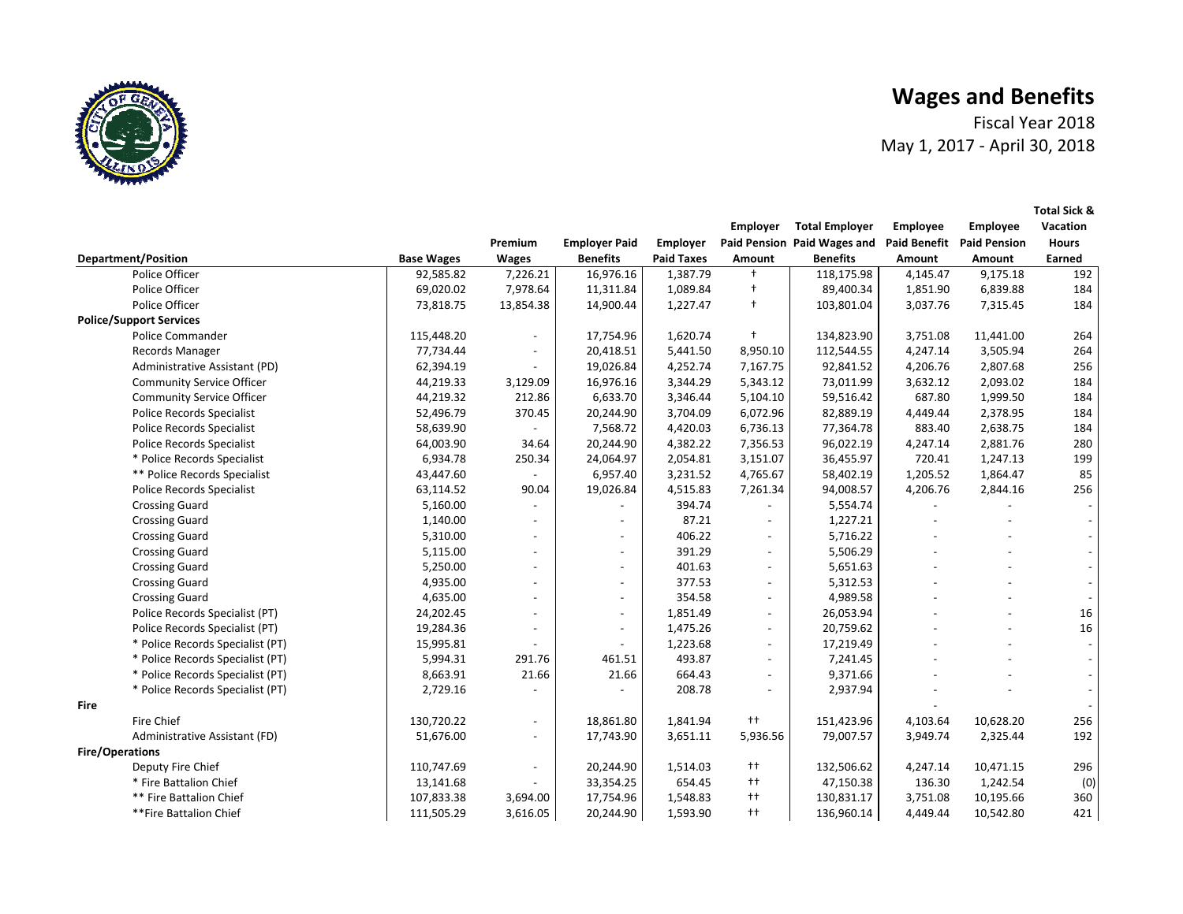# Wages and Benefits

Fiscal Year 2018

May 1, 2017 - April 30, 2018

| Department/Position | Base Wages | Premium Wages | Employer Paid Benefits | Employer Paid Taxes | Employer Paid Pension Amount | Total Employer Paid Wages and Benefits | Employee Paid Benefit Amount | Employee Paid Pension Amount | Total Sick & Vacation Hours Earned |
|---|---|---|---|---|---|---|---|---|---|
| Police Officer | 92,585.82 | 7,226.21 | 16,976.16 | 1,387.79 | † | 118,175.98 | 4,145.47 | 9,175.18 | 192 |
| Police Officer | 69,020.02 | 7,978.64 | 11,311.84 | 1,089.84 | † | 89,400.34 | 1,851.90 | 6,839.88 | 184 |
| Police Officer | 73,818.75 | 13,854.38 | 14,900.44 | 1,227.47 | † | 103,801.04 | 3,037.76 | 7,315.45 | 184 |
| **Police/Support Services** | | | | | | | | | |
| Police Commander | 115,448.20 | - | 17,754.96 | 1,620.74 | † | 134,823.90 | 3,751.08 | 11,441.00 | 264 |
| Records Manager | 77,734.44 | - | 20,418.51 | 5,441.50 | 8,950.10 | 112,544.55 | 4,247.14 | 3,505.94 | 264 |
| Administrative Assistant (PD) | 62,394.19 | - | 19,026.84 | 4,252.74 | 7,167.75 | 92,841.52 | 4,206.76 | 2,807.68 | 256 |
| Community Service Officer | 44,219.33 | 3,129.09 | 16,976.16 | 3,344.29 | 5,343.12 | 73,011.99 | 3,632.12 | 2,093.02 | 184 |
| Community Service Officer | 44,219.32 | 212.86 | 6,633.70 | 3,346.44 | 5,104.10 | 59,516.42 | 687.80 | 1,999.50 | 184 |
| Police Records Specialist | 52,496.79 | 370.45 | 20,244.90 | 3,704.09 | 6,072.96 | 82,889.19 | 4,449.44 | 2,378.95 | 184 |
| Police Records Specialist | 58,639.90 | - | 7,568.72 | 4,420.03 | 6,736.13 | 77,364.78 | 883.40 | 2,638.75 | 184 |
| Police Records Specialist | 64,003.90 | 34.64 | 20,244.90 | 4,382.22 | 7,356.53 | 96,022.19 | 4,247.14 | 2,881.76 | 280 |
| * Police Records Specialist | 6,934.78 | 250.34 | 24,064.97 | 2,054.81 | 3,151.07 | 36,455.97 | 720.41 | 1,247.13 | 199 |
| ** Police Records Specialist | 43,447.60 | - | 6,957.40 | 3,231.52 | 4,765.67 | 58,402.19 | 1,205.52 | 1,864.47 | 85 |
| Police Records Specialist | 63,114.52 | 90.04 | 19,026.84 | 4,515.83 | 7,261.34 | 94,008.57 | 4,206.76 | 2,844.16 | 256 |
| Crossing Guard | 5,160.00 | - | - | 394.74 | - | 5,554.74 | - | - | - |
| Crossing Guard | 1,140.00 | - | - | 87.21 | - | 1,227.21 | - | - | - |
| Crossing Guard | 5,310.00 | - | - | 406.22 | - | 5,716.22 | - | - | - |
| Crossing Guard | 5,115.00 | - | - | 391.29 | - | 5,506.29 | - | - | - |
| Crossing Guard | 5,250.00 | - | - | 401.63 | - | 5,651.63 | - | - | - |
| Crossing Guard | 4,935.00 | - | - | 377.53 | - | 5,312.53 | - | - | - |
| Crossing Guard | 4,635.00 | - | - | 354.58 | - | 4,989.58 | - | - | - |
| Police Records Specialist (PT) | 24,202.45 | - | - | 1,851.49 | - | 26,053.94 | - | - | 16 |
| Police Records Specialist (PT) | 19,284.36 | - | - | 1,475.26 | - | 20,759.62 | - | - | 16 |
| * Police Records Specialist (PT) | 15,995.81 | - | - | 1,223.68 | - | 17,219.49 | - | - | - |
| * Police Records Specialist (PT) | 5,994.31 | 291.76 | 461.51 | 493.87 | - | 7,241.45 | - | - | - |
| * Police Records Specialist (PT) | 8,663.91 | 21.66 | 21.66 | 664.43 | - | 9,371.66 | - | - | - |
| * Police Records Specialist (PT) | 2,729.16 | - | - | 208.78 | - | 2,937.94 | - | - | - |
| **Fire** | | | | | | | - | | - |
| Fire Chief | 130,720.22 | - | 18,861.80 | 1,841.94 | †† | 151,423.96 | 4,103.64 | 10,628.20 | 256 |
| Administrative Assistant (FD) | 51,676.00 | - | 17,743.90 | 3,651.11 | 5,936.56 | 79,007.57 | 3,949.74 | 2,325.44 | 192 |
| **Fire/Operations** | | | | | | | | | |
| Deputy Fire Chief | 110,747.69 | - | 20,244.90 | 1,514.03 | †† | 132,506.62 | 4,247.14 | 10,471.15 | 296 |
| * Fire Battalion Chief | 13,141.68 | - | 33,354.25 | 654.45 | †† | 47,150.38 | 136.30 | 1,242.54 | (0) |
| ** Fire Battalion Chief | 107,833.38 | 3,694.00 | 17,754.96 | 1,548.83 | †† | 130,831.17 | 3,751.08 | 10,195.66 | 360 |
| **Fire Battalion Chief | 111,505.29 | 3,616.05 | 20,244.90 | 1,593.90 | †† | 136,960.14 | 4,449.44 | 10,542.80 | 421 |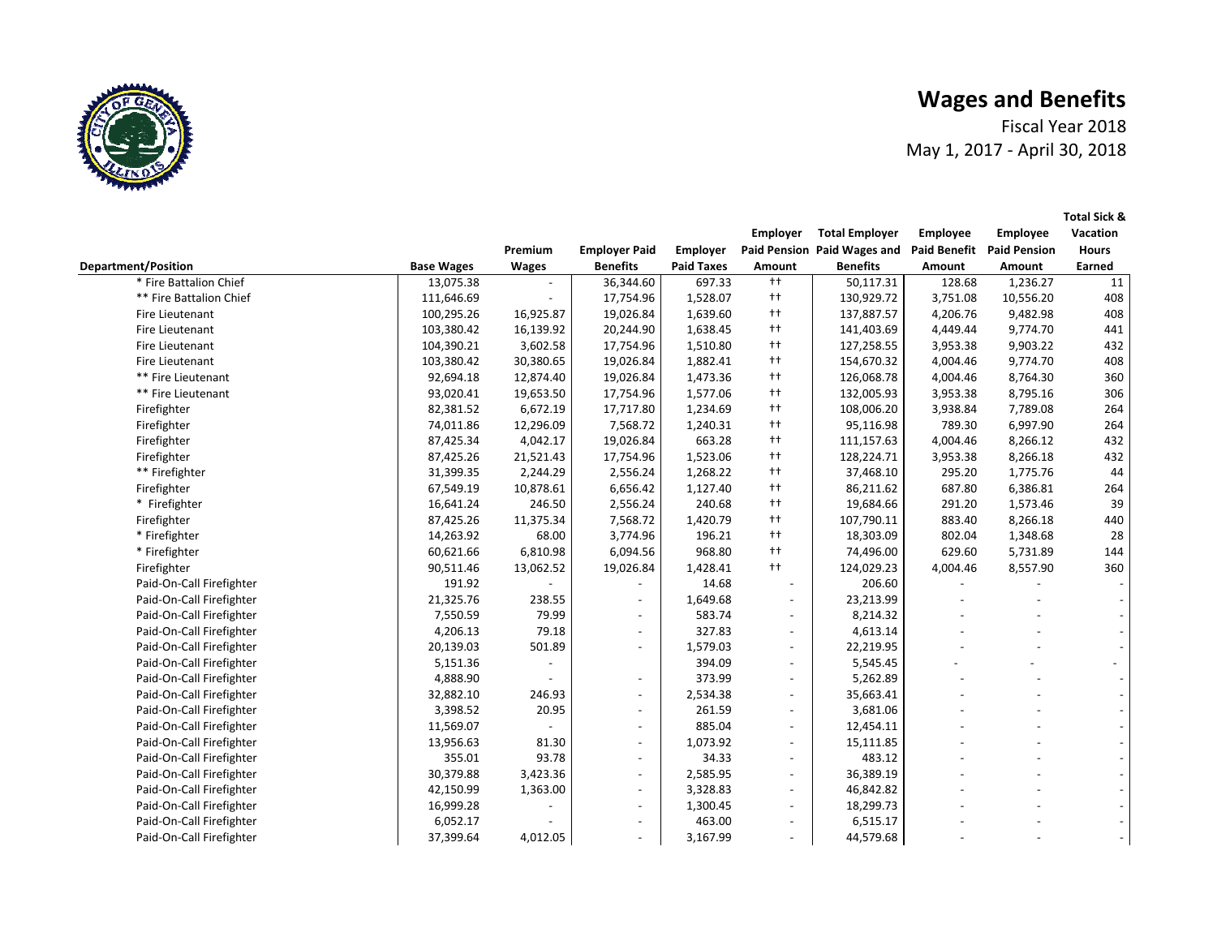# Wages and Benefits

Fiscal Year 2018

May 1, 2017 - April 30, 2018

| Department/Position | Base Wages | Premium Wages | Employer Paid Benefits | Employer Paid Taxes | Employer Paid Pension Amount | Total Employer Paid Wages and Benefits | Employee Paid Benefit Amount | Employee Paid Pension Amount | Total Sick & Vacation Hours Earned |
|---|---|---|---|---|---|---|---|---|---|
| * Fire Battalion Chief | 13,075.38 | - | 36,344.60 | 697.33 | †† | 50,117.31 | 128.68 | 1,236.27 | 11 |
| ** Fire Battalion Chief | 111,646.69 | - | 17,754.96 | 1,528.07 | †† | 130,929.72 | 3,751.08 | 10,556.20 | 408 |
| Fire Lieutenant | 100,295.26 | 16,925.87 | 19,026.84 | 1,639.60 | †† | 137,887.57 | 4,206.76 | 9,482.98 | 408 |
| Fire Lieutenant | 103,380.42 | 16,139.92 | 20,244.90 | 1,638.45 | †† | 141,403.69 | 4,449.44 | 9,774.70 | 441 |
| Fire Lieutenant | 104,390.21 | 3,602.58 | 17,754.96 | 1,510.80 | †† | 127,258.55 | 3,953.38 | 9,903.22 | 432 |
| Fire Lieutenant | 103,380.42 | 30,380.65 | 19,026.84 | 1,882.41 | †† | 154,670.32 | 4,004.46 | 9,774.70 | 408 |
| ** Fire Lieutenant | 92,694.18 | 12,874.40 | 19,026.84 | 1,473.36 | †† | 126,068.78 | 4,004.46 | 8,764.30 | 360 |
| ** Fire Lieutenant | 93,020.41 | 19,653.50 | 17,754.96 | 1,577.06 | †† | 132,005.93 | 3,953.38 | 8,795.16 | 306 |
| Firefighter | 82,381.52 | 6,672.19 | 17,717.80 | 1,234.69 | †† | 108,006.20 | 3,938.84 | 7,789.08 | 264 |
| Firefighter | 74,011.86 | 12,296.09 | 7,568.72 | 1,240.31 | †† | 95,116.98 | 789.30 | 6,997.90 | 264 |
| Firefighter | 87,425.34 | 4,042.17 | 19,026.84 | 663.28 | †† | 111,157.63 | 4,004.46 | 8,266.12 | 432 |
| Firefighter | 87,425.26 | 21,521.43 | 17,754.96 | 1,523.06 | †† | 128,224.71 | 3,953.38 | 8,266.18 | 432 |
| ** Firefighter | 31,399.35 | 2,244.29 | 2,556.24 | 1,268.22 | †† | 37,468.10 | 295.20 | 1,775.76 | 44 |
| Firefighter | 67,549.19 | 10,878.61 | 6,656.42 | 1,127.40 | †† | 86,211.62 | 687.80 | 6,386.81 | 264 |
| * Firefighter | 16,641.24 | 246.50 | 2,556.24 | 240.68 | †† | 19,684.66 | 291.20 | 1,573.46 | 39 |
| Firefighter | 87,425.26 | 11,375.34 | 7,568.72 | 1,420.79 | †† | 107,790.11 | 883.40 | 8,266.18 | 440 |
| * Firefighter | 14,263.92 | 68.00 | 3,774.96 | 196.21 | †† | 18,303.09 | 802.04 | 1,348.68 | 28 |
| * Firefighter | 60,621.66 | 6,810.98 | 6,094.56 | 968.80 | †† | 74,496.00 | 629.60 | 5,731.89 | 144 |
| Firefighter | 90,511.46 | 13,062.52 | 19,026.84 | 1,428.41 | †† | 124,029.23 | 4,004.46 | 8,557.90 | 360 |
| Paid-On-Call Firefighter | 191.92 | - | - | 14.68 | - | 206.60 | - | - | - |
| Paid-On-Call Firefighter | 21,325.76 | 238.55 | - | 1,649.68 | - | 23,213.99 | - | - | - |
| Paid-On-Call Firefighter | 7,550.59 | 79.99 | - | 583.74 | - | 8,214.32 | - | - | - |
| Paid-On-Call Firefighter | 4,206.13 | 79.18 | - | 327.83 | - | 4,613.14 | - | - | - |
| Paid-On-Call Firefighter | 20,139.03 | 501.89 | - | 1,579.03 | - | 22,219.95 | - | - | - |
| Paid-On-Call Firefighter | 5,151.36 | - | | 394.09 | - | 5,545.45 | - | - | - |
| Paid-On-Call Firefighter | 4,888.90 | - | - | 373.99 | - | 5,262.89 | - | - | - |
| Paid-On-Call Firefighter | 32,882.10 | 246.93 | - | 2,534.38 | - | 35,663.41 | - | - | - |
| Paid-On-Call Firefighter | 3,398.52 | 20.95 | - | 261.59 | - | 3,681.06 | - | - | - |
| Paid-On-Call Firefighter | 11,569.07 | - | - | 885.04 | - | 12,454.11 | - | - | - |
| Paid-On-Call Firefighter | 13,956.63 | 81.30 | - | 1,073.92 | - | 15,111.85 | - | - | - |
| Paid-On-Call Firefighter | 355.01 | 93.78 | - | 34.33 | - | 483.12 | - | - | - |
| Paid-On-Call Firefighter | 30,379.88 | 3,423.36 | - | 2,585.95 | - | 36,389.19 | - | - | - |
| Paid-On-Call Firefighter | 42,150.99 | 1,363.00 | - | 3,328.83 | - | 46,842.82 | - | - | - |
| Paid-On-Call Firefighter | 16,999.28 | - | - | 1,300.45 | - | 18,299.73 | - | - | - |
| Paid-On-Call Firefighter | 6,052.17 | - | - | 463.00 | - | 6,515.17 | - | - | - |
| Paid-On-Call Firefighter | 37,399.64 | 4,012.05 | - | 3,167.99 | - | 44,579.68 | - | - | - |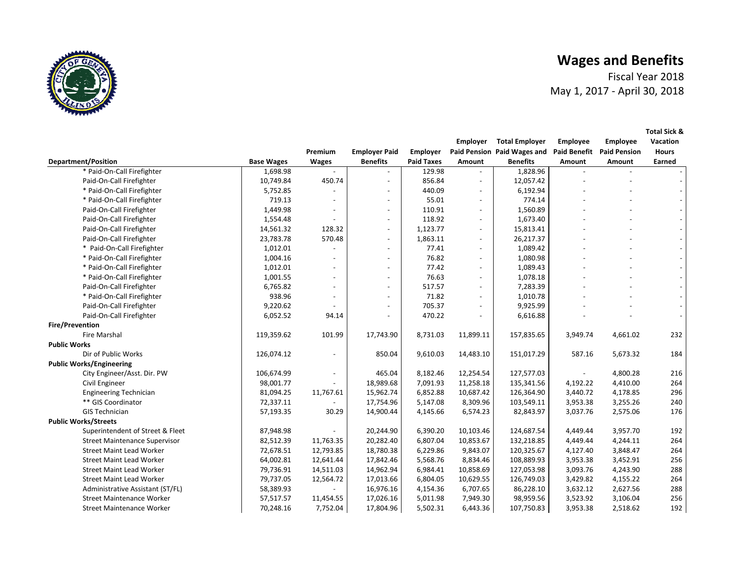# Wages and Benefits

Fiscal Year 2018
May 1, 2017 - April 30, 2018

| Department/Position | Base Wages | Premium Wages | Employer Paid Benefits | Employer Paid Taxes | Employer Paid Pension Amount | Total Employer Paid Wages and Benefits | Employee Paid Benefit Amount | Employee Paid Pension Amount | Total Sick & Vacation Hours Earned |
|---|---|---|---|---|---|---|---|---|---|
| * Paid-On-Call Firefighter | 1,698.98 | - | - | 129.98 | - | 1,828.96 | - | - | - |
| Paid-On-Call Firefighter | 10,749.84 | 450.74 | - | 856.84 | - | 12,057.42 | - | - | - |
| * Paid-On-Call Firefighter | 5,752.85 | - | - | 440.09 | - | 6,192.94 | - | - | - |
| * Paid-On-Call Firefighter | 719.13 | - | - | 55.01 | - | 774.14 | - | - | - |
| Paid-On-Call Firefighter | 1,449.98 | - | - | 110.91 | - | 1,560.89 | - | - | - |
| Paid-On-Call Firefighter | 1,554.48 | - | - | 118.92 | - | 1,673.40 | - | - | - |
| Paid-On-Call Firefighter | 14,561.32 | 128.32 | - | 1,123.77 | - | 15,813.41 | - | - | - |
| Paid-On-Call Firefighter | 23,783.78 | 570.48 | - | 1,863.11 | - | 26,217.37 | - | - | - |
| * Paid-On-Call Firefighter | 1,012.01 | - | - | 77.41 | - | 1,089.42 | - | - | - |
| * Paid-On-Call Firefighter | 1,004.16 | - | - | 76.82 | - | 1,080.98 | - | - | - |
| * Paid-On-Call Firefighter | 1,012.01 | - | - | 77.42 | - | 1,089.43 | - | - | - |
| * Paid-On-Call Firefighter | 1,001.55 | - | - | 76.63 | - | 1,078.18 | - | - | - |
| Paid-On-Call Firefighter | 6,765.82 | - | - | 517.57 | - | 7,283.39 | - | - | - |
| * Paid-On-Call Firefighter | 938.96 | - | - | 71.82 | - | 1,010.78 | - | - | - |
| Paid-On-Call Firefighter | 9,220.62 | - | - | 705.37 | - | 9,925.99 | - | - | - |
| Paid-On-Call Firefighter | 6,052.52 | 94.14 | - | 470.22 | - | 6,616.88 | - | - | - |
| **Fire/Prevention** | | | | | | | | | |
| Fire Marshal | 119,359.62 | 101.99 | 17,743.90 | 8,731.03 | 11,899.11 | 157,835.65 | 3,949.74 | 4,661.02 | 232 |
| **Public Works** | | | | | | | | | |
| Dir of Public Works | 126,074.12 | - | 850.04 | 9,610.03 | 14,483.10 | 151,017.29 | 587.16 | 5,673.32 | 184 |
| **Public Works/Engineering** | | | | | | | | | |
| City Engineer/Asst. Dir. PW | 106,674.99 | - | 465.04 | 8,182.46 | 12,254.54 | 127,577.03 | - | 4,800.28 | 216 |
| Civil Engineer | 98,001.77 | - | 18,989.68 | 7,091.93 | 11,258.18 | 135,341.56 | 4,192.22 | 4,410.00 | 264 |
| Engineering Technician | 81,094.25 | 11,767.61 | 15,962.74 | 6,852.88 | 10,687.42 | 126,364.90 | 3,440.72 | 4,178.85 | 296 |
| ** GIS Coordinator | 72,337.11 | - | 17,754.96 | 5,147.08 | 8,309.96 | 103,549.11 | 3,953.38 | 3,255.26 | 240 |
| GIS Technician | 57,193.35 | 30.29 | 14,900.44 | 4,145.66 | 6,574.23 | 82,843.97 | 3,037.76 | 2,575.06 | 176 |
| **Public Works/Streets** | | | | | | | | | |
| Superintendent of Street & Fleet | 87,948.98 | - | 20,244.90 | 6,390.20 | 10,103.46 | 124,687.54 | 4,449.44 | 3,957.70 | 192 |
| Street Maintenance Supervisor | 82,512.39 | 11,763.35 | 20,282.40 | 6,807.04 | 10,853.67 | 132,218.85 | 4,449.44 | 4,244.11 | 264 |
| Street Maint Lead Worker | 72,678.51 | 12,793.85 | 18,780.38 | 6,229.86 | 9,843.07 | 120,325.67 | 4,127.40 | 3,848.47 | 264 |
| Street Maint Lead Worker | 64,002.81 | 12,641.44 | 17,842.46 | 5,568.76 | 8,834.46 | 108,889.93 | 3,953.38 | 3,452.91 | 256 |
| Street Maint Lead Worker | 79,736.91 | 14,511.03 | 14,962.94 | 6,984.41 | 10,858.69 | 127,053.98 | 3,093.76 | 4,243.90 | 288 |
| Street Maint Lead Worker | 79,737.05 | 12,564.72 | 17,013.66 | 6,804.05 | 10,629.55 | 126,749.03 | 3,429.82 | 4,155.22 | 264 |
| Administrative Assistant (ST/FL) | 58,389.93 | - | 16,976.16 | 4,154.36 | 6,707.65 | 86,228.10 | 3,632.12 | 2,627.56 | 288 |
| Street Maintenance Worker | 57,517.57 | 11,454.55 | 17,026.16 | 5,011.98 | 7,949.30 | 98,959.56 | 3,523.92 | 3,106.04 | 256 |
| Street Maintenance Worker | 70,248.16 | 7,752.04 | 17,804.96 | 5,502.31 | 6,443.36 | 107,750.83 | 3,953.38 | 2,518.62 | 192 |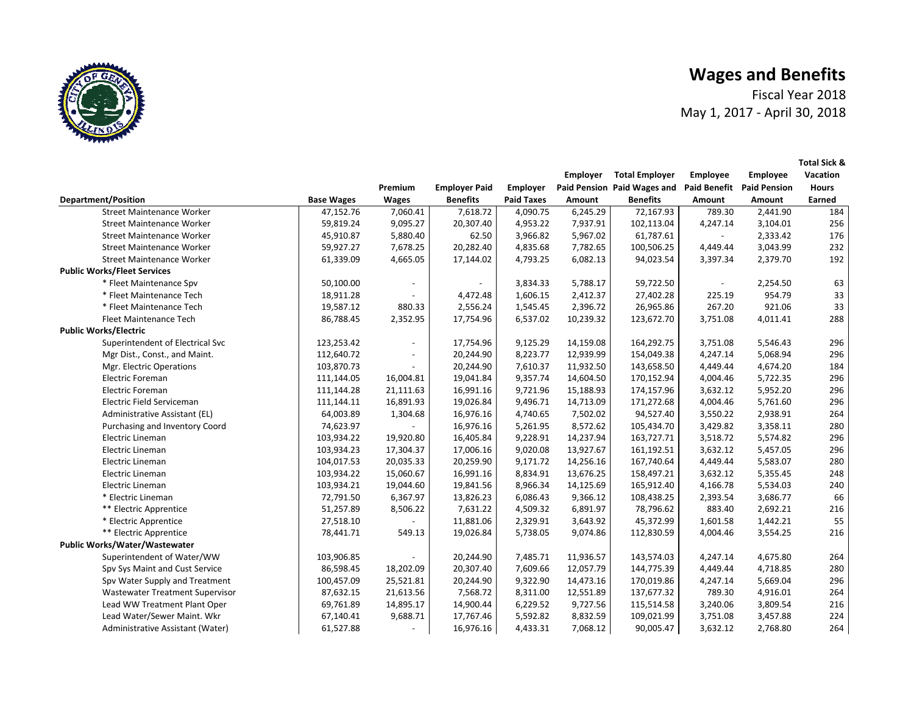# Wages and Benefits

Fiscal Year 2018

May 1, 2017 - April 30, 2018

| Department/Position | Base Wages | Premium Wages | Employer Paid Benefits | Employer Paid Taxes | Employer Paid Pension Amount | Total Employer Paid Wages and Benefits | Employee Paid Benefit Amount | Employee Paid Pension Amount | Total Sick & Vacation Hours Earned |
|---|---|---|---|---|---|---|---|---|---|
| Street Maintenance Worker | 47,152.76 | 7,060.41 | 7,618.72 | 4,090.75 | 6,245.29 | 72,167.93 | 789.30 | 2,441.90 | 184 |
| Street Maintenance Worker | 59,819.24 | 9,095.27 | 20,307.40 | 4,953.22 | 7,937.91 | 102,113.04 | 4,247.14 | 3,104.01 | 256 |
| Street Maintenance Worker | 45,910.87 | 5,880.40 | 62.50 | 3,966.82 | 5,967.02 | 61,787.61 | - | 2,333.42 | 176 |
| Street Maintenance Worker | 59,927.27 | 7,678.25 | 20,282.40 | 4,835.68 | 7,782.65 | 100,506.25 | 4,449.44 | 3,043.99 | 232 |
| Street Maintenance Worker | 61,339.09 | 4,665.05 | 17,144.02 | 4,793.25 | 6,082.13 | 94,023.54 | 3,397.34 | 2,379.70 | 192 |
| **Public Works/Fleet Services** | | | | | | | | | |
| * Fleet Maintenance Spv | 50,100.00 | - | - | 3,834.33 | 5,788.17 | 59,722.50 | - | 2,254.50 | 63 |
| * Fleet Maintenance Tech | 18,911.28 | - | 4,472.48 | 1,606.15 | 2,412.37 | 27,402.28 | 225.19 | 954.79 | 33 |
| * Fleet Maintenance Tech | 19,587.12 | 880.33 | 2,556.24 | 1,545.45 | 2,396.72 | 26,965.86 | 267.20 | 921.06 | 33 |
| Fleet Maintenance Tech | 86,788.45 | 2,352.95 | 17,754.96 | 6,537.02 | 10,239.32 | 123,672.70 | 3,751.08 | 4,011.41 | 288 |
| **Public Works/Electric** | | | | | | | | | |
| Superintendent of Electrical Svc | 123,253.42 | - | 17,754.96 | 9,125.29 | 14,159.08 | 164,292.75 | 3,751.08 | 5,546.43 | 296 |
| Mgr Dist., Const., and Maint. | 112,640.72 | - | 20,244.90 | 8,223.77 | 12,939.99 | 154,049.38 | 4,247.14 | 5,068.94 | 296 |
| Mgr. Electric Operations | 103,870.73 | - | 20,244.90 | 7,610.37 | 11,932.50 | 143,658.50 | 4,449.44 | 4,674.20 | 184 |
| Electric Foreman | 111,144.05 | 16,004.81 | 19,041.84 | 9,357.74 | 14,604.50 | 170,152.94 | 4,004.46 | 5,722.35 | 296 |
| Electric Foreman | 111,144.28 | 21,111.63 | 16,991.16 | 9,721.96 | 15,188.93 | 174,157.96 | 3,632.12 | 5,952.20 | 296 |
| Electric Field Serviceman | 111,144.11 | 16,891.93 | 19,026.84 | 9,496.71 | 14,713.09 | 171,272.68 | 4,004.46 | 5,761.60 | 296 |
| Administrative Assistant (EL) | 64,003.89 | 1,304.68 | 16,976.16 | 4,740.65 | 7,502.02 | 94,527.40 | 3,550.22 | 2,938.91 | 264 |
| Purchasing and Inventory Coord | 74,623.97 | - | 16,976.16 | 5,261.95 | 8,572.62 | 105,434.70 | 3,429.82 | 3,358.11 | 280 |
| Electric Lineman | 103,934.22 | 19,920.80 | 16,405.84 | 9,228.91 | 14,237.94 | 163,727.71 | 3,518.72 | 5,574.82 | 296 |
| Electric Lineman | 103,934.23 | 17,304.37 | 17,006.16 | 9,020.08 | 13,927.67 | 161,192.51 | 3,632.12 | 5,457.05 | 296 |
| Electric Lineman | 104,017.53 | 20,035.33 | 20,259.90 | 9,171.72 | 14,256.16 | 167,740.64 | 4,449.44 | 5,583.07 | 280 |
| Electric Lineman | 103,934.22 | 15,060.67 | 16,991.16 | 8,834.91 | 13,676.25 | 158,497.21 | 3,632.12 | 5,355.45 | 248 |
| Electric Lineman | 103,934.21 | 19,044.60 | 19,841.56 | 8,966.34 | 14,125.69 | 165,912.40 | 4,166.78 | 5,534.03 | 240 |
| * Electric Lineman | 72,791.50 | 6,367.97 | 13,826.23 | 6,086.43 | 9,366.12 | 108,438.25 | 2,393.54 | 3,686.77 | 66 |
| ** Electric Apprentice | 51,257.89 | 8,506.22 | 7,631.22 | 4,509.32 | 6,891.97 | 78,796.62 | 883.40 | 2,692.21 | 216 |
| * Electric Apprentice | 27,518.10 | - | 11,881.06 | 2,329.91 | 3,643.92 | 45,372.99 | 1,601.58 | 1,442.21 | 55 |
| ** Electric Apprentice | 78,441.71 | 549.13 | 19,026.84 | 5,738.05 | 9,074.86 | 112,830.59 | 4,004.46 | 3,554.25 | 216 |
| **Public Works/Water/Wastewater** | | | | | | | | | |
| Superintendent of Water/WW | 103,906.85 | - | 20,244.90 | 7,485.71 | 11,936.57 | 143,574.03 | 4,247.14 | 4,675.80 | 264 |
| Spv Sys Maint and Cust Service | 86,598.45 | 18,202.09 | 20,307.40 | 7,609.66 | 12,057.79 | 144,775.39 | 4,449.44 | 4,718.85 | 280 |
| Spv Water Supply and Treatment | 100,457.09 | 25,521.81 | 20,244.90 | 9,322.90 | 14,473.16 | 170,019.86 | 4,247.14 | 5,669.04 | 296 |
| Wastewater Treatment Supervisor | 87,632.15 | 21,613.56 | 7,568.72 | 8,311.00 | 12,551.89 | 137,677.32 | 789.30 | 4,916.01 | 264 |
| Lead WW Treatment Plant Oper | 69,761.89 | 14,895.17 | 14,900.44 | 6,229.52 | 9,727.56 | 115,514.58 | 3,240.06 | 3,809.54 | 216 |
| Lead Water/Sewer Maint. Wkr | 67,140.41 | 9,688.71 | 17,767.46 | 5,592.82 | 8,832.59 | 109,021.99 | 3,751.08 | 3,457.88 | 224 |
| Administrative Assistant (Water) | 61,527.88 | - | 16,976.16 | 4,433.31 | 7,068.12 | 90,005.47 | 3,632.12 | 2,768.80 | 264 |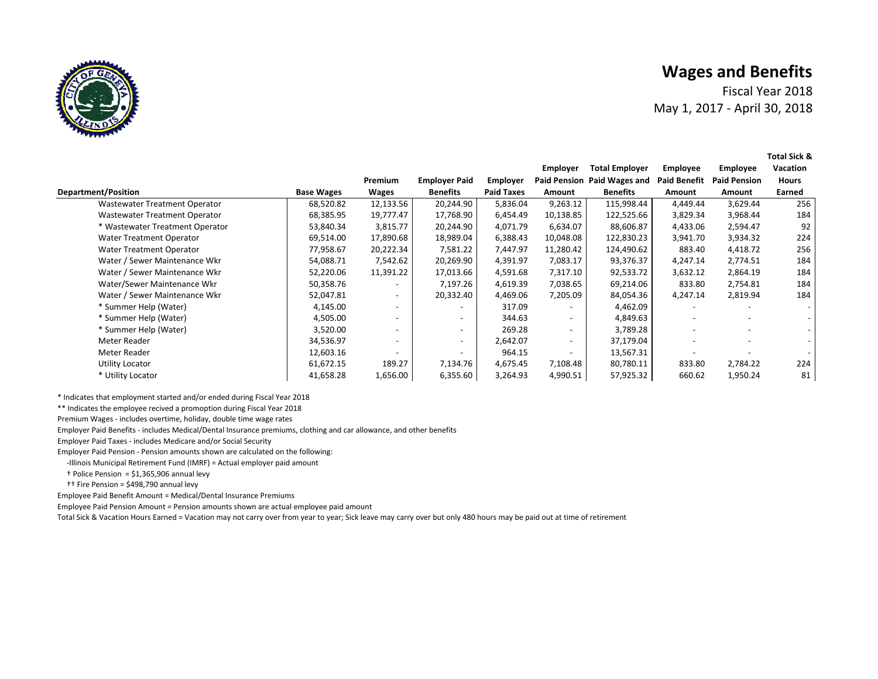# Wages and Benefits

Fiscal Year 2018
May 1, 2017 - April 30, 2018

| Department/Position | Base Wages | Premium Wages | Employer Paid Benefits | Employer Paid Taxes | Employer Paid Pension Amount | Total Employer Paid Wages and Benefits | Employee Paid Benefit Amount | Employee Paid Pension Amount | Total Sick & Vacation Hours Earned |
|---|---|---|---|---|---|---|---|---|---|
| Wastewater Treatment Operator | 68,520.82 | 12,133.56 | 20,244.90 | 5,836.04 | 9,263.12 | 115,998.44 | 4,449.44 | 3,629.44 | 256 |
| Wastewater Treatment Operator | 68,385.95 | 19,777.47 | 17,768.90 | 6,454.49 | 10,138.85 | 122,525.66 | 3,829.34 | 3,968.44 | 184 |
| * Wastewater Treatment Operator | 53,840.34 | 3,815.77 | 20,244.90 | 4,071.79 | 6,634.07 | 88,606.87 | 4,433.06 | 2,594.47 | 92 |
| Water Treatment Operator | 69,514.00 | 17,890.68 | 18,989.04 | 6,388.43 | 10,048.08 | 122,830.23 | 3,941.70 | 3,934.32 | 224 |
| Water Treatment Operator | 77,958.67 | 20,222.34 | 7,581.22 | 7,447.97 | 11,280.42 | 124,490.62 | 883.40 | 4,418.72 | 256 |
| Water / Sewer Maintenance Wkr | 54,088.71 | 7,542.62 | 20,269.90 | 4,391.97 | 7,083.17 | 93,376.37 | 4,247.14 | 2,774.51 | 184 |
| Water / Sewer Maintenance Wkr | 52,220.06 | 11,391.22 | 17,013.66 | 4,591.68 | 7,317.10 | 92,533.72 | 3,632.12 | 2,864.19 | 184 |
| Water/Sewer Maintenance Wkr | 50,358.76 | - | 7,197.26 | 4,619.39 | 7,038.65 | 69,214.06 | 833.80 | 2,754.81 | 184 |
| Water / Sewer Maintenance Wkr | 52,047.81 | - | 20,332.40 | 4,469.06 | 7,205.09 | 84,054.36 | 4,247.14 | 2,819.94 | 184 |
| * Summer Help (Water) | 4,145.00 | - | - | 317.09 | - | 4,462.09 | - | - | - |
| * Summer Help (Water) | 4,505.00 | - | - | 344.63 | - | 4,849.63 | - | - | - |
| * Summer Help (Water) | 3,520.00 | - | - | 269.28 | - | 3,789.28 | - | - | - |
| Meter Reader | 34,536.97 | - | - | 2,642.07 | - | 37,179.04 | - | - | - |
| Meter Reader | 12,603.16 | - | - | 964.15 | - | 13,567.31 | - | - | - |
| Utility Locator | 61,672.15 | 189.27 | 7,134.76 | 4,675.45 | 7,108.48 | 80,780.11 | 833.80 | 2,784.22 | 224 |
| * Utility Locator | 41,658.28 | 1,656.00 | 6,355.60 | 3,264.93 | 4,990.51 | 57,925.32 | 660.62 | 1,950.24 | 81 |

\* Indicates that employment started and/or ended during Fiscal Year 2018

** Indicates the employee recived a promoption during Fiscal Year 2018

Premium Wages - includes overtime, holiday, double time wage rates

Employer Paid Benefits - includes Medical/Dental Insurance premiums, clothing and car allowance, and other benefits

Employer Paid Taxes - includes Medicare and/or Social Security

Employer Paid Pension - Pension amounts shown are calculated on the following:

-Illinois Municipal Retirement Fund (IMRF) = Actual employer paid amount

† Police Pension = $1,365,906 annual levy

†† Fire Pension = $498,790 annual levy

Employee Paid Benefit Amount = Medical/Dental Insurance Premiums

Employee Paid Pension Amount = Pension amounts shown are actual employee paid amount

Total Sick & Vacation Hours Earned = Vacation may not carry over from year to year; Sick leave may carry over but only 480 hours may be paid out at time of retirement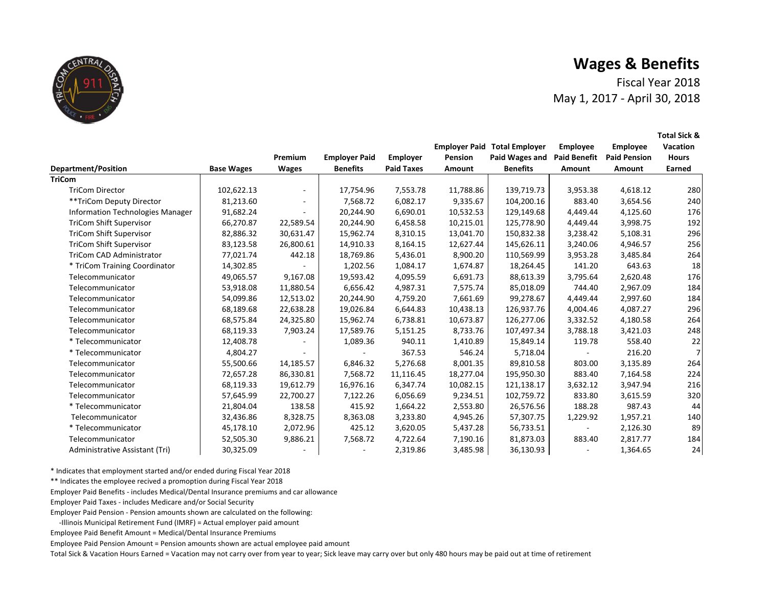# Wages & Benefits

Fiscal Year 2018

May 1, 2017 - April 30, 2018

| Department/Position | Base Wages | Premium Wages | Employer Paid Benefits | Employer Paid Taxes | Employer Paid Pension Amount | Total Employer Paid Wages and Benefits | Employee Paid Benefit Amount | Employee Paid Pension Amount | Total Sick & Vacation Hours Earned |
|---|---|---|---|---|---|---|---|---|---|
| **TriCom** | | | | | | | | | |
| TriCom Director | 102,622.13 | - | 17,754.96 | 7,553.78 | 11,788.86 | 139,719.73 | 3,953.38 | 4,618.12 | 280 |
| **TriCom Deputy Director | 81,213.60 | - | 7,568.72 | 6,082.17 | 9,335.67 | 104,200.16 | 883.40 | 3,654.56 | 240 |
| Information Technologies Manager | 91,682.24 | - | 20,244.90 | 6,690.01 | 10,532.53 | 129,149.68 | 4,449.44 | 4,125.60 | 176 |
| TriCom Shift Supervisor | 66,270.87 | 22,589.54 | 20,244.90 | 6,458.58 | 10,215.01 | 125,778.90 | 4,449.44 | 3,998.75 | 192 |
| TriCom Shift Supervisor | 82,886.32 | 30,631.47 | 15,962.74 | 8,310.15 | 13,041.70 | 150,832.38 | 3,238.42 | 5,108.31 | 296 |
| TriCom Shift Supervisor | 83,123.58 | 26,800.61 | 14,910.33 | 8,164.15 | 12,627.44 | 145,626.11 | 3,240.06 | 4,946.57 | 256 |
| TriCom CAD Administrator | 77,021.74 | 442.18 | 18,769.86 | 5,436.01 | 8,900.20 | 110,569.99 | 3,953.28 | 3,485.84 | 264 |
| * TriCom Training Coordinator | 14,302.85 | - | 1,202.56 | 1,084.17 | 1,674.87 | 18,264.45 | 141.20 | 643.63 | 18 |
| Telecommunicator | 49,065.57 | 9,167.08 | 19,593.42 | 4,095.59 | 6,691.73 | 88,613.39 | 3,795.64 | 2,620.48 | 176 |
| Telecommunicator | 53,918.08 | 11,880.54 | 6,656.42 | 4,987.31 | 7,575.74 | 85,018.09 | 744.40 | 2,967.09 | 184 |
| Telecommunicator | 54,099.86 | 12,513.02 | 20,244.90 | 4,759.20 | 7,661.69 | 99,278.67 | 4,449.44 | 2,997.60 | 184 |
| Telecommunicator | 68,189.68 | 22,638.28 | 19,026.84 | 6,644.83 | 10,438.13 | 126,937.76 | 4,004.46 | 4,087.27 | 296 |
| Telecommunicator | 68,575.84 | 24,325.80 | 15,962.74 | 6,738.81 | 10,673.87 | 126,277.06 | 3,332.52 | 4,180.58 | 264 |
| Telecommunicator | 68,119.33 | 7,903.24 | 17,589.76 | 5,151.25 | 8,733.76 | 107,497.34 | 3,788.18 | 3,421.03 | 248 |
| * Telecommunicator | 12,408.78 | - | 1,089.36 | 940.11 | 1,410.89 | 15,849.14 | 119.78 | 558.40 | 22 |
| * Telecommunicator | 4,804.27 | - | - | 367.53 | 546.24 | 5,718.04 | - | 216.20 | 7 |
| Telecommunicator | 55,500.66 | 14,185.57 | 6,846.32 | 5,276.68 | 8,001.35 | 89,810.58 | 803.00 | 3,135.89 | 264 |
| Telecommunicator | 72,657.28 | 86,330.81 | 7,568.72 | 11,116.45 | 18,277.04 | 195,950.30 | 883.40 | 7,164.58 | 224 |
| Telecommunicator | 68,119.33 | 19,612.79 | 16,976.16 | 6,347.74 | 10,082.15 | 121,138.17 | 3,632.12 | 3,947.94 | 216 |
| Telecommunicator | 57,645.99 | 22,700.27 | 7,122.26 | 6,056.69 | 9,234.51 | 102,759.72 | 833.80 | 3,615.59 | 320 |
| * Telecommunicator | 21,804.04 | 138.58 | 415.92 | 1,664.22 | 2,553.80 | 26,576.56 | 188.28 | 987.43 | 44 |
| Telecommunicator | 32,436.86 | 8,328.75 | 8,363.08 | 3,233.80 | 4,945.26 | 57,307.75 | 1,229.92 | 1,957.21 | 140 |
| * Telecommunicator | 45,178.10 | 2,072.96 | 425.12 | 3,620.05 | 5,437.28 | 56,733.51 | - | 2,126.30 | 89 |
| Telecommunicator | 52,505.30 | 9,886.21 | 7,568.72 | 4,722.64 | 7,190.16 | 81,873.03 | 883.40 | 2,817.77 | 184 |
| Administrative Assistant (Tri) | 30,325.09 | - | - | 2,319.86 | 3,485.98 | 36,130.93 | - | 1,364.65 | 24 |

\* Indicates that employment started and/or ended during Fiscal Year 2018

** Indicates the employee recived a promoption during Fiscal Year 2018

Employer Paid Benefits - includes Medical/Dental Insurance premiums and car allowance

Employer Paid Taxes - includes Medicare and/or Social Security

Employer Paid Pension - Pension amounts shown are calculated on the following:

-Illinois Municipal Retirement Fund (IMRF) = Actual employer paid amount

Employee Paid Benefit Amount = Medical/Dental Insurance Premiums

Employee Paid Pension Amount = Pension amounts shown are actual employee paid amount

Total Sick & Vacation Hours Earned = Vacation may not carry over from year to year; Sick leave may carry over but only 480 hours may be paid out at time of retirement